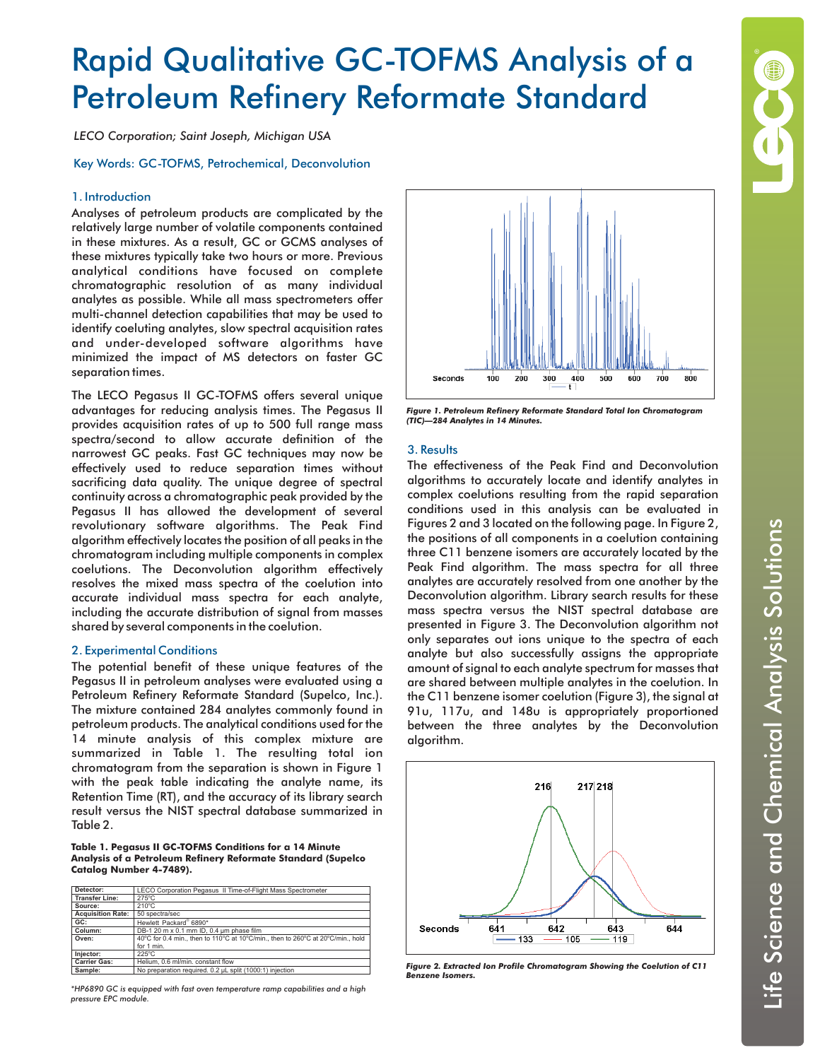# Rapid Qualitative GC-TOFMS Analysis of a Petroleum Refinery Reformate Standard

*LECO Corporation; Saint Joseph, Michigan USA*

Key Words: GC-TOFMS, Petrochemical, Deconvolution

## 1. Introduction

Analyses of petroleum products are complicated by the relatively large number of volatile components contained in these mixtures. As a result, GC or GCMS analyses of these mixtures typically take two hours or more. Previous analytical conditions have focused on complete chromatographic resolution of as many individual analytes as possible. While all mass spectrometers offer multi-channel detection capabilities that may be used to identify coeluting analytes, slow spectral acquisition rates and under-developed software algorithms have minimized the impact of MS detectors on faster GC separation times.

The LECO Pegasus II GC-TOFMS offers several unique advantages for reducing analysis times. The Pegasus II provides acquisition rates of up to 500 full range mass spectra/second to allow accurate definition of the narrowest GC peaks. Fast GC techniques may now be effectively used to reduce separation times without sacrificing data quality. The unique degree of spectral continuity across a chromatographic peak provided by the Pegasus II has allowed the development of several revolutionary software algorithms. The Peak Find algorithm effectively locates the position of all peaks in the chromatogram including multiple components in complex coelutions. The Deconvolution algorithm effectively resolves the mixed mass spectra of the coelution into accurate individual mass spectra for each analyte, including the accurate distribution of signal from masses shared by several components in the coelution.

## 2. Experimental Conditions

The potential benefit of these unique features of the Pegasus II in petroleum analyses were evaluated using a Petroleum Refinery Reformate Standard (Supelco, Inc.). The mixture contained 284 analytes commonly found in petroleum products. The analytical conditions used for the 14 minute analysis of this complex mixture are summarized in Table 1. The resulting total ion chromatogram from the separation is shown in Figure 1 with the peak table indicating the analyte name, its Retention Time (RT), and the accuracy of its library search result versus the NIST spectral database summarized in Table 2.

**Table 1. Pegasus II GC-TOFMS Conditions for a 14 Minute Analysis of a Petroleum Refinery Reformate Standard (Supelco Catalog Number 4-7489).**

| | |
|---|---|
| **Detector:** | LECO Corporation Pegasus II Time-of-Flight Mass Spectrometer |
| **Transfer Line:** | 275°C |
| **Source:** | 210°C |
| **Acquisition Rate:** | 50 spectra/sec |
| **GC:** | Hewlett Packard® 6890* |
| **Column:** | DB-1 20 m x 0.1 mm ID, 0.4 µm phase film |
| **Oven:** | 40°C for 0.4 min., then to 110°C at 10°C/min., then to 260°C at 20°C/min., hold for 1 min. |
| **Injector:** | 225°C |
| **Carrier Gas:** | Helium, 0.6 ml/min. constant flow |
| **Sample:** | No preparation required. 0.2 µL split (1000:1) injection |

*\*HP6890 GC is equipped with fast oven temperature ramp capabilities and a high pressure EPC module.*

*Figure 1. Petroleum Refinery Reformate Standard Total Ion Chromatogram (TIC)—284 Analytes in 14 Minutes.*

## 3. Results

The effectiveness of the Peak Find and Deconvolution algorithms to accurately locate and identify analytes in complex coelutions resulting from the rapid separation conditions used in this analysis can be evaluated in Figures 2 and 3 located on the following page. In Figure 2, the positions of all components in a coelution containing three C11 benzene isomers are accurately located by the Peak Find algorithm. The mass spectra for all three analytes are accurately resolved from one another by the Deconvolution algorithm. Library search results for these mass spectra versus the NIST spectral database are presented in Figure 3. The Deconvolution algorithm not only separates out ions unique to the spectra of each analyte but also successfully assigns the appropriate amount of signal to each analyte spectrum for masses that are shared between multiple analytes in the coelution. In the C11 benzene isomer coelution (Figure 3), the signal at 91u, 117u, and 148u is appropriately proportioned between the three analytes by the Deconvolution algorithm.

*Figure 2. Extracted Ion Profile Chromatogram Showing the Coelution of C11 Benzene Isomers.*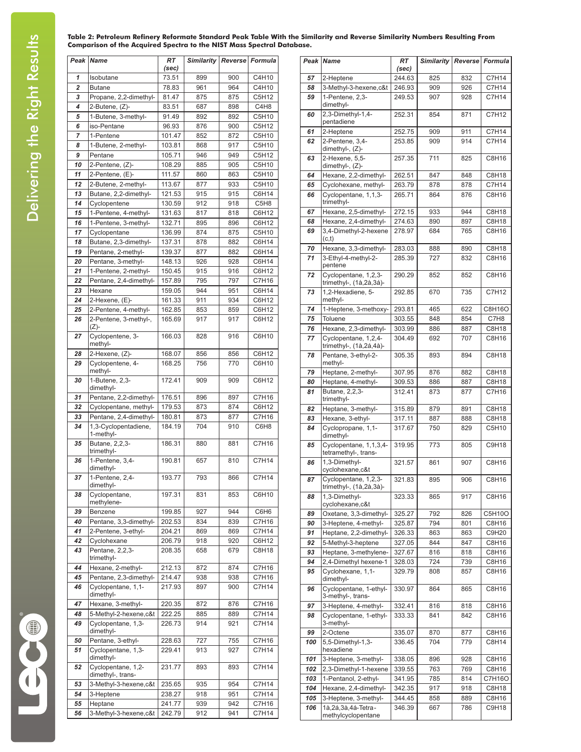**Table 2: Petroleum Refinery Reformate Standard Peak Table With the Similarity and Reverse Similarity Numbers Resulting From Comparison of the Acquired Spectra to the NIST Mass Spectral Database.**

| Peak | Name | RT (sec) | Similarity | Reverse | Formula |
|---|---|---|---|---|---|
| 1 | Isobutane | 73.51 | 899 | 900 | C4H10 |
| 2 | Butane | 78.83 | 961 | 964 | C4H10 |
| 3 | Propane, 2,2-dimethyl- | 81.47 | 875 | 875 | C5H12 |
| 4 | 2-Butene, (Z)- | 83.51 | 687 | 898 | C4H8 |
| 5 | 1-Butene, 3-methyl- | 91.49 | 892 | 892 | C5H10 |
| 6 | iso-Pentane | 96.93 | 876 | 900 | C5H12 |
| 7 | 1-Pentene | 101.47 | 852 | 872 | C5H10 |
| 8 | 1-Butene, 2-methyl- | 103.81 | 868 | 917 | C5H10 |
| 9 | Pentane | 105.71 | 946 | 949 | C5H12 |
| 10 | 2-Pentene, (Z)- | 108.29 | 885 | 905 | C5H10 |
| 11 | 2-Pentene, (E)- | 111.57 | 860 | 863 | C5H10 |
| 12 | 2-Butene, 2-methyl- | 113.67 | 877 | 933 | C5H10 |
| 13 | Butane, 2,2-dimethyl- | 121.53 | 915 | 915 | C6H14 |
| 14 | Cyclopentene | 130.59 | 912 | 918 | C5H8 |
| 15 | 1-Pentene, 4-methyl- | 131.63 | 817 | 818 | C6H12 |
| 16 | 1-Pentene, 3-methyl- | 132.71 | 895 | 896 | C6H12 |
| 17 | Cyclopentane | 136.99 | 874 | 875 | C5H10 |
| 18 | Butane, 2,3-dimethyl- | 137.31 | 878 | 882 | C6H14 |
| 19 | Pentane, 2-methyl- | 139.37 | 877 | 882 | C6H14 |
| 20 | Pentane, 3-methyl- | 148.13 | 926 | 928 | C6H14 |
| 21 | 1-Pentene, 2-methyl- | 150.45 | 915 | 916 | C6H12 |
| 22 | Pentane, 2,4-dimethyl- | 157.89 | 795 | 797 | C7H16 |
| 23 | Hexane | 159.05 | 944 | 951 | C6H14 |
| 24 | 2-Hexene, (E)- | 161.33 | 911 | 934 | C6H12 |
| 25 | 2-Pentene, 4-methyl- | 162.85 | 853 | 859 | C6H12 |
| 26 | 2-Pentene, 3-methyl-, (Z)- | 165.69 | 917 | 917 | C6H12 |
| 27 | Cyclopentene, 3-methyl- | 166.03 | 828 | 916 | C6H10 |
| 28 | 2-Hexene, (Z)- | 168.07 | 856 | 856 | C6H12 |
| 29 | Cyclopentene, 4-methyl- | 168.25 | 756 | 770 | C6H10 |
| 30 | 1-Butene, 2,3-dimethyl- | 172.41 | 909 | 909 | C6H12 |
| 31 | Pentane, 2,2-dimethyl- | 176.51 | 896 | 897 | C7H16 |
| 32 | Cyclopentane, methyl- | 179.53 | 873 | 874 | C6H12 |
| 33 | Pentane, 2,4-dimethyl- | 180.81 | 873 | 877 | C7H16 |
| 34 | 1,3-Cyclopentadiene, 1-methyl- | 184.19 | 704 | 910 | C6H8 |
| 35 | Butane, 2,2,3-trimethyl- | 186.31 | 880 | 881 | C7H16 |
| 36 | 1-Pentene, 3,4-dimethyl- | 190.81 | 657 | 810 | C7H14 |
| 37 | 1-Pentene, 2,4-dimethyl- | 193.77 | 793 | 866 | C7H14 |
| 38 | Cyclopentane, methylene- | 197.31 | 831 | 853 | C6H10 |
| 39 | Benzene | 199.85 | 927 | 944 | C6H6 |
| 40 | Pentane, 3,3-dimethyl- | 202.53 | 834 | 839 | C7H16 |
| 41 | 2-Pentene, 3-ethyl- | 204.21 | 869 | 869 | C7H14 |
| 42 | Cyclohexane | 206.79 | 918 | 920 | C6H12 |
| 43 | Pentane, 2,2,3-trimethyl- | 208.35 | 658 | 679 | C8H18 |
| 44 | Hexane, 2-methyl- | 212.13 | 872 | 874 | C7H16 |
| 45 | Pentane, 2,3-dimethyl- | 214.47 | 938 | 938 | C7H16 |
| 46 | Cyclopentane, 1,1-dimethyl- | 217.93 | 897 | 900 | C7H14 |
| 47 | Hexane, 3-methyl- | 220.35 | 872 | 876 | C7H16 |
| 48 | 5-Methyl-2-hexene,c&t | 222.25 | 885 | 889 | C7H14 |
| 49 | Cyclopentane, 1,3-dimethyl- | 226.73 | 914 | 921 | C7H14 |
| 50 | Pentane, 3-ethyl- | 228.63 | 727 | 755 | C7H16 |
| 51 | Cyclopentane, 1,3-dimethyl- | 229.41 | 913 | 927 | C7H14 |
| 52 | Cyclopentane, 1,2-dimethyl-, trans- | 231.77 | 893 | 893 | C7H14 |
| 53 | 3-Methyl-3-hexene,c&t | 235.65 | 935 | 954 | C7H14 |
| 54 | 3-Heptene | 238.27 | 918 | 951 | C7H14 |
| 55 | Heptane | 241.77 | 939 | 942 | C7H16 |
| 56 | 3-Methyl-3-hexene,c&t | 242.79 | 912 | 941 | C7H14 |
| 57 | 2-Heptene | 244.63 | 825 | 832 | C7H14 |
| 58 | 3-Methyl-3-hexene,c&t | 246.93 | 909 | 926 | C7H14 |
| 59 | 1-Pentene, 2,3-dimethyl- | 249.53 | 907 | 928 | C7H14 |
| 60 | 2,3-Dimethyl-1,4-pentadiene | 252.31 | 854 | 871 | C7H12 |
| 61 | 2-Heptene | 252.75 | 909 | 911 | C7H14 |
| 62 | 2-Pentene, 3,4-dimethyl-, (Z)- | 253.85 | 909 | 914 | C7H14 |
| 63 | 2-Hexene, 5,5-dimethyl-, (Z)- | 257.35 | 711 | 825 | C8H16 |
| 64 | Hexane, 2,2-dimethyl- | 262.51 | 847 | 848 | C8H18 |
| 65 | Cyclohexane, methyl- | 263.79 | 878 | 878 | C7H14 |
| 66 | Cyclopentane, 1,1,3-trimethyl- | 265.71 | 864 | 876 | C8H16 |
| 67 | Hexane, 2,5-dimethyl- | 272.15 | 933 | 944 | C8H18 |
| 68 | Hexane, 2,4-dimethyl- | 274.63 | 890 | 897 | C8H18 |
| 69 | 3,4-Dimethyl-2-hexene (c,t) | 278.97 | 684 | 765 | C8H16 |
| 70 | Hexane, 3,3-dimethyl- | 283.03 | 888 | 890 | C8H18 |
| 71 | 3-Ethyl-4-methyl-2-pentene | 285.39 | 727 | 832 | C8H16 |
| 72 | Cyclopentane, 1,2,3-trimethyl-, (1à,2à,3à)- | 290.29 | 852 | 852 | C8H16 |
| 73 | 1,2-Hexadiene, 5-methyl- | 292.85 | 670 | 735 | C7H12 |
| 74 | 1-Heptene, 3-methoxy- | 293.81 | 465 | 622 | C8H16O |
| 75 | Toluene | 303.55 | 848 | 854 | C7H8 |
| 76 | Hexane, 2,3-dimethyl- | 303.99 | 886 | 887 | C8H18 |
| 77 | Cyclopentane, 1,2,4-trimethyl-, (1à,2á,4á)- | 304.49 | 692 | 707 | C8H16 |
| 78 | Pentane, 3-ethyl-2-methyl- | 305.35 | 893 | 894 | C8H18 |
| 79 | Heptane, 2-methyl- | 307.95 | 876 | 882 | C8H18 |
| 80 | Heptane, 4-methyl- | 309.53 | 886 | 887 | C8H18 |
| 81 | Butane, 2,2,3-trimethyl- | 312.41 | 873 | 877 | C7H16 |
| 82 | Heptane, 3-methyl- | 315.89 | 879 | 891 | C8H18 |
| 83 | Hexane, 3-ethyl- | 317.11 | 887 | 888 | C8H18 |
| 84 | Cyclopropane, 1,1-dimethyl- | 317.67 | 750 | 829 | C5H10 |
| 85 | Cyclopentane, 1,1,3,4-tetramethyl-, trans- | 319.95 | 773 | 805 | C9H18 |
| 86 | 1,3-Dimethyl-cyclohexane,c&t | 321.57 | 861 | 907 | C8H16 |
| 87 | Cyclopentane, 1,2,3-trimethyl-, (1à,2à,3à)- | 321.83 | 895 | 906 | C8H16 |
| 88 | 1,3-Dimethyl-cyclohexane,c&t | 323.33 | 865 | 917 | C8H16 |
| 89 | Oxetane, 3,3-dimethyl- | 325.27 | 792 | 826 | C5H10O |
| 90 | 3-Heptene, 4-methyl- | 325.87 | 794 | 801 | C8H16 |
| 91 | Heptane, 2,2-dimethyl- | 326.33 | 863 | 863 | C9H20 |
| 92 | 5-Methyl-3-heptene | 327.05 | 844 | 847 | C8H16 |
| 93 | Heptane, 3-methylene- | 327.67 | 816 | 818 | C8H16 |
| 94 | 2,4-Dimethyl hexene-1 | 328.03 | 724 | 739 | C8H16 |
| 95 | Cyclohexane, 1,1-dimethyl- | 329.79 | 808 | 857 | C8H16 |
| 96 | Cyclopentane, 1-ethyl-3-methyl-, trans- | 330.97 | 864 | 865 | C8H16 |
| 97 | 3-Heptene, 4-methyl- | 332.41 | 816 | 818 | C8H16 |
| 98 | Cyclopentane, 1-ethyl-3-methyl- | 333.33 | 841 | 842 | C8H16 |
| 99 | 2-Octene | 335.07 | 870 | 877 | C8H16 |
| 100 | 5,5-Dimethyl-1,3-hexadiene | 336.45 | 704 | 779 | C8H14 |
| 101 | 3-Heptene, 3-methyl- | 338.05 | 896 | 928 | C8H16 |
| 102 | 2,3-Dimethyl-1-hexene | 339.55 | 763 | 769 | C8H16 |
| 103 | 1-Pentanol, 2-ethyl- | 341.95 | 785 | 814 | C7H16O |
| 104 | Hexane, 2,4-dimethyl- | 342.35 | 917 | 918 | C8H18 |
| 105 | 3-Heptene, 3-methyl- | 344.45 | 858 | 889 | C8H16 |
| 106 | 1à,2á,3à,4á-Tetra-methylcyclopentane | 346.39 | 667 | 786 | C9H18 |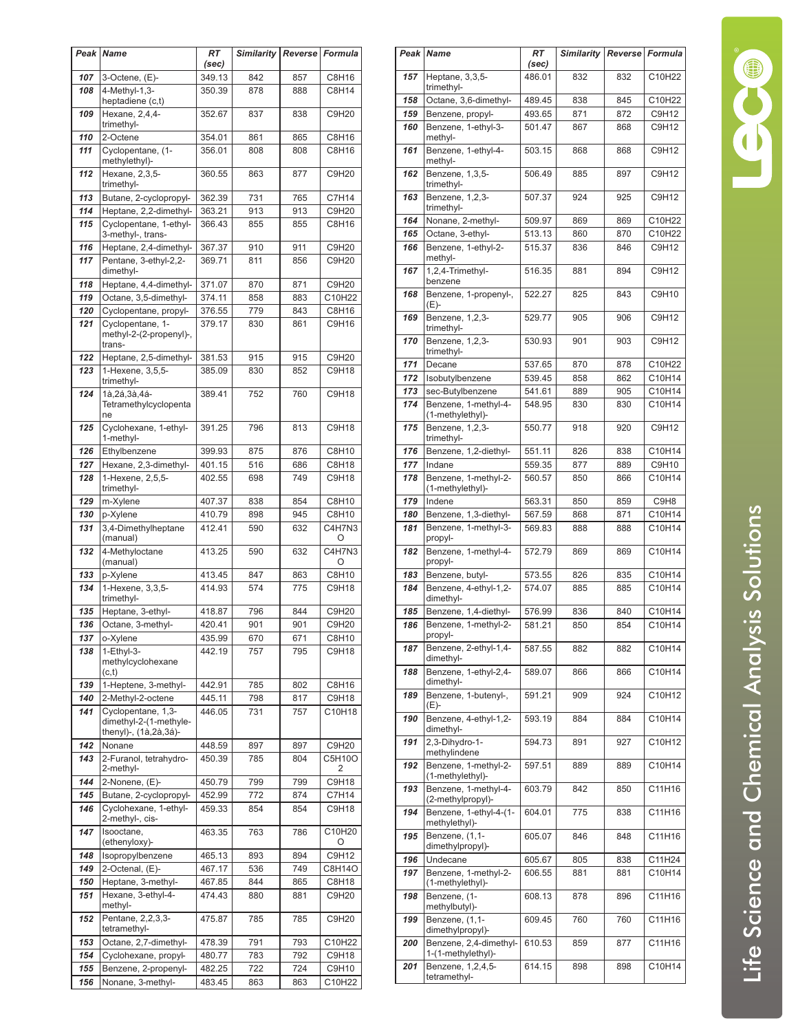| Peak | Name | RT (sec) | Similarity | Reverse | Formula |
|---|---|---|---|---|---|
| 107 | 3-Octene, (E)- | 349.13 | 842 | 857 | C8H16 |
| 108 | 4-Methyl-1,3-heptadiene (c,t) | 350.39 | 878 | 888 | C8H14 |
| 109 | Hexane, 2,4,4-trimethyl- | 352.67 | 837 | 838 | C9H20 |
| 110 | 2-Octene | 354.01 | 861 | 865 | C8H16 |
| 111 | Cyclopentane, (1-methylethyl)- | 356.01 | 808 | 808 | C8H16 |
| 112 | Hexane, 2,3,5-trimethyl- | 360.55 | 863 | 877 | C9H20 |
| 113 | Butane, 2-cyclopropyl- | 362.39 | 731 | 765 | C7H14 |
| 114 | Heptane, 2,2-dimethyl- | 363.21 | 913 | 913 | C9H20 |
| 115 | Cyclopentane, 1-ethyl-3-methyl-, trans- | 366.43 | 855 | 855 | C8H16 |
| 116 | Heptane, 2,4-dimethyl- | 367.37 | 910 | 911 | C9H20 |
| 117 | Pentane, 3-ethyl-2,2-dimethyl- | 369.71 | 811 | 856 | C9H20 |
| 118 | Heptane, 4,4-dimethyl- | 371.07 | 870 | 871 | C9H20 |
| 119 | Octane, 3,5-dimethyl- | 374.11 | 858 | 883 | C10H22 |
| 120 | Cyclopentane, propyl- | 376.55 | 779 | 843 | C8H16 |
| 121 | Cyclopentane, 1-methyl-2-(2-propenyl)-, trans- | 379.17 | 830 | 861 | C9H16 |
| 122 | Heptane, 2,5-dimethyl- | 381.53 | 915 | 915 | C9H20 |
| 123 | 1-Hexene, 3,5,5-trimethyl- | 385.09 | 830 | 852 | C9H18 |
| 124 | 1à,2à,3à,4á-Tetramethylcyclopentane | 389.41 | 752 | 760 | C9H18 |
| 125 | Cyclohexane, 1-ethyl-1-methyl- | 391.25 | 796 | 813 | C9H18 |
| 126 | Ethylbenzene | 399.93 | 875 | 876 | C8H10 |
| 127 | Hexane, 2,3-dimethyl- | 401.15 | 516 | 686 | C8H18 |
| 128 | 1-Hexene, 2,5,5-trimethyl- | 402.55 | 698 | 749 | C9H18 |
| 129 | m-Xylene | 407.37 | 838 | 854 | C8H10 |
| 130 | p-Xylene | 410.79 | 898 | 945 | C8H10 |
| 131 | 3,4-Dimethylheptane (manual) | 412.41 | 590 | 632 | C4H7N3O |
| 132 | 4-Methyloctane (manual) | 413.25 | 590 | 632 | C4H7N3O |
| 133 | p-Xylene | 413.45 | 847 | 863 | C8H10 |
| 134 | 1-Hexene, 3,3,5-trimethyl- | 414.93 | 574 | 775 | C9H18 |
| 135 | Heptane, 3-ethyl- | 418.87 | 796 | 844 | C9H20 |
| 136 | Octane, 3-methyl- | 420.41 | 901 | 901 | C9H20 |
| 137 | o-Xylene | 435.99 | 670 | 671 | C8H10 |
| 138 | 1-Ethyl-3-methylcyclohexane (c,t) | 442.19 | 757 | 795 | C9H18 |
| 139 | 1-Heptene, 3-methyl- | 442.91 | 785 | 802 | C8H16 |
| 140 | 2-Methyl-2-octene | 445.11 | 798 | 817 | C9H18 |
| 141 | Cyclopentane, 1,3-dimethyl-2-(1-methylethenyl)-, (1à,2à,3á)- | 446.05 | 731 | 757 | C10H18 |
| 142 | Nonane | 448.59 | 897 | 897 | C9H20 |
| 143 | 2-Furanol, tetrahydro-2-methyl- | 450.39 | 785 | 804 | C5H10O2 |
| 144 | 2-Nonene, (E)- | 450.79 | 799 | 799 | C9H18 |
| 145 | Butane, 2-cyclopropyl- | 452.99 | 772 | 874 | C7H14 |
| 146 | Cyclohexane, 1-ethyl-2-methyl-, cis- | 459.33 | 854 | 854 | C9H18 |
| 147 | Isooctane, (ethenyloxy)- | 463.35 | 763 | 786 | C10H20O |
| 148 | Isopropylbenzene | 465.13 | 893 | 894 | C9H12 |
| 149 | 2-Octenal, (E)- | 467.17 | 536 | 749 | C8H14O |
| 150 | Heptane, 3-methyl- | 467.85 | 844 | 865 | C8H18 |
| 151 | Hexane, 3-ethyl-4-methyl- | 474.43 | 880 | 881 | C9H20 |
| 152 | Pentane, 2,2,3,3-tetramethyl- | 475.87 | 785 | 785 | C9H20 |
| 153 | Octane, 2,7-dimethyl- | 478.39 | 791 | 793 | C10H22 |
| 154 | Cyclohexane, propyl- | 480.77 | 783 | 792 | C9H18 |
| 155 | Benzene, 2-propenyl- | 482.25 | 722 | 724 | C9H10 |
| 156 | Nonane, 3-methyl- | 483.45 | 863 | 863 | C10H22 |
| 157 | Heptane, 3,3,5-trimethyl- | 486.01 | 832 | 832 | C10H22 |
| 158 | Octane, 3,6-dimethyl- | 489.45 | 838 | 845 | C10H22 |
| 159 | Benzene, propyl- | 493.65 | 871 | 872 | C9H12 |
| 160 | Benzene, 1-ethyl-3-methyl- | 501.47 | 867 | 868 | C9H12 |
| 161 | Benzene, 1-ethyl-4-methyl- | 503.15 | 868 | 868 | C9H12 |
| 162 | Benzene, 1,3,5-trimethyl- | 506.49 | 885 | 897 | C9H12 |
| 163 | Benzene, 1,2,3-trimethyl- | 507.37 | 924 | 925 | C9H12 |
| 164 | Nonane, 2-methyl- | 509.97 | 869 | 869 | C10H22 |
| 165 | Octane, 3-ethyl- | 513.13 | 860 | 870 | C10H22 |
| 166 | Benzene, 1-ethyl-2-methyl- | 515.37 | 836 | 846 | C9H12 |
| 167 | 1,2,4-Trimethylbenzene | 516.35 | 881 | 894 | C9H12 |
| 168 | Benzene, 1-propenyl-, (E)- | 522.27 | 825 | 843 | C9H10 |
| 169 | Benzene, 1,2,3-trimethyl- | 529.77 | 905 | 906 | C9H12 |
| 170 | Benzene, 1,2,3-trimethyl- | 530.93 | 901 | 903 | C9H12 |
| 171 | Decane | 537.65 | 870 | 878 | C10H22 |
| 172 | Isobutylbenzene | 539.45 | 858 | 862 | C10H14 |
| 173 | sec-Butylbenzene | 541.61 | 889 | 905 | C10H14 |
| 174 | Benzene, 1-methyl-4-(1-methylethyl)- | 548.95 | 830 | 830 | C10H14 |
| 175 | Benzene, 1,2,3-trimethyl- | 550.77 | 918 | 920 | C9H12 |
| 176 | Benzene, 1,2-diethyl- | 551.11 | 826 | 838 | C10H14 |
| 177 | Indane | 559.35 | 877 | 889 | C9H10 |
| 178 | Benzene, 1-methyl-2-(1-methylethyl)- | 560.57 | 850 | 866 | C10H14 |
| 179 | Indene | 563.31 | 850 | 859 | C9H8 |
| 180 | Benzene, 1,3-diethyl- | 567.59 | 868 | 871 | C10H14 |
| 181 | Benzene, 1-methyl-3-propyl- | 569.83 | 888 | 888 | C10H14 |
| 182 | Benzene, 1-methyl-4-propyl- | 572.79 | 869 | 869 | C10H14 |
| 183 | Benzene, butyl- | 573.55 | 826 | 835 | C10H14 |
| 184 | Benzene, 4-ethyl-1,2-dimethyl- | 574.07 | 885 | 885 | C10H14 |
| 185 | Benzene, 1,4-diethyl- | 576.99 | 836 | 840 | C10H14 |
| 186 | Benzene, 1-methyl-2-propyl- | 581.21 | 850 | 854 | C10H14 |
| 187 | Benzene, 2-ethyl-1,4-dimethyl- | 587.55 | 882 | 882 | C10H14 |
| 188 | Benzene, 1-ethyl-2,4-dimethyl- | 589.07 | 866 | 866 | C10H14 |
| 189 | Benzene, 1-butenyl-, (E)- | 591.21 | 909 | 924 | C10H12 |
| 190 | Benzene, 4-ethyl-1,2-dimethyl- | 593.19 | 884 | 884 | C10H14 |
| 191 | 2,3-Dihydro-1-methylindene | 594.73 | 891 | 927 | C10H12 |
| 192 | Benzene, 1-methyl-2-(1-methylethyl)- | 597.51 | 889 | 889 | C10H14 |
| 193 | Benzene, 1-methyl-4-(2-methylpropyl)- | 603.79 | 842 | 850 | C11H16 |
| 194 | Benzene, 1-ethyl-4-(1-methylethyl)- | 604.01 | 775 | 838 | C11H16 |
| 195 | Benzene, (1,1-dimethylpropyl)- | 605.07 | 846 | 848 | C11H16 |
| 196 | Undecane | 605.67 | 805 | 838 | C11H24 |
| 197 | Benzene, 1-methyl-2-(1-methylethyl)- | 606.55 | 881 | 881 | C10H14 |
| 198 | Benzene, (1-methylbutyl)- | 608.13 | 878 | 896 | C11H16 |
| 199 | Benzene, (1,1-dimethylpropyl)- | 609.45 | 760 | 760 | C11H16 |
| 200 | Benzene, 2,4-dimethyl-1-(1-methylethyl)- | 610.53 | 859 | 877 | C11H16 |
| 201 | Benzene, 1,2,4,5-tetramethyl- | 614.15 | 898 | 898 | C10H14 |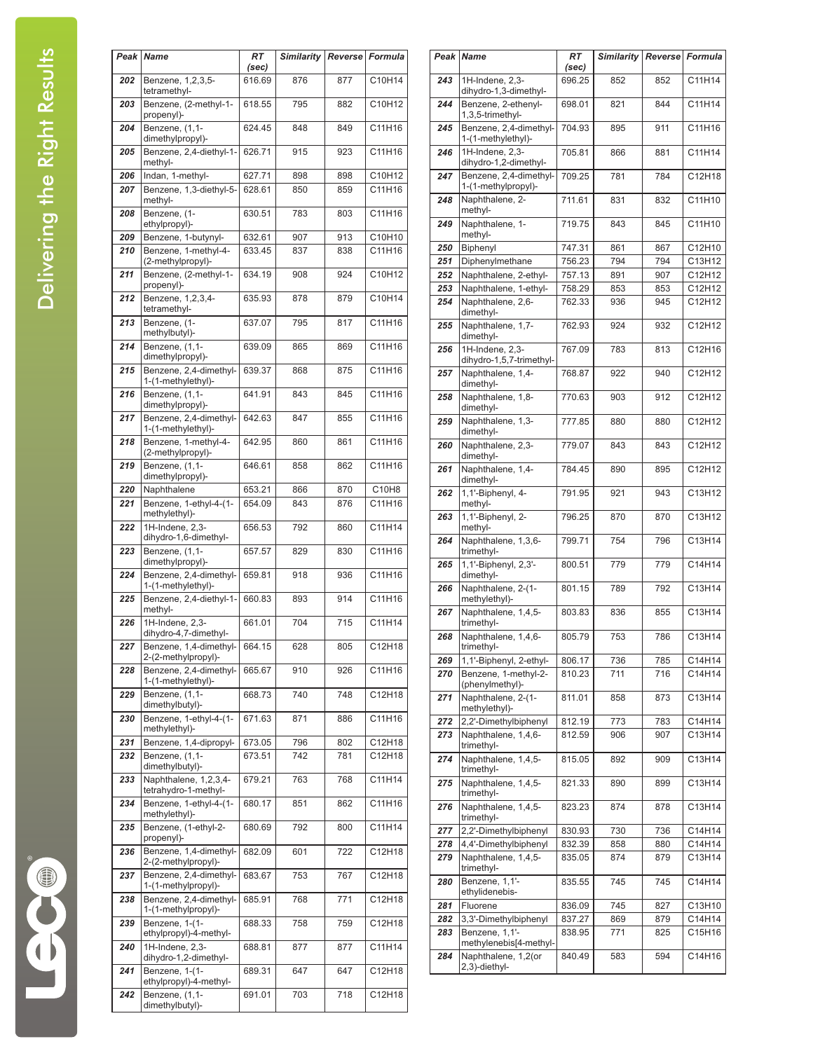| Peak | Name | RT (sec) | Similarity | Reverse | Formula |
|---|---|---|---|---|---|
| 202 | Benzene, 1,2,3,5-tetramethyl- | 616.69 | 876 | 877 | C10H14 |
| 203 | Benzene, (2-methyl-1-propenyl)- | 618.55 | 795 | 882 | C10H12 |
| 204 | Benzene, (1,1-dimethylpropyl)- | 624.45 | 848 | 849 | C11H16 |
| 205 | Benzene, 2,4-diethyl-1-methyl- | 626.71 | 915 | 923 | C11H16 |
| 206 | Indan, 1-methyl- | 627.71 | 898 | 898 | C10H12 |
| 207 | Benzene, 1,3-diethyl-5-methyl- | 628.61 | 850 | 859 | C11H16 |
| 208 | Benzene, (1-ethylpropyl)- | 630.51 | 783 | 803 | C11H16 |
| 209 | Benzene, 1-butynyl- | 632.61 | 907 | 913 | C10H10 |
| 210 | Benzene, 1-methyl-4-(2-methylpropyl)- | 633.45 | 837 | 838 | C11H16 |
| 211 | Benzene, (2-methyl-1-propenyl)- | 634.19 | 908 | 924 | C10H12 |
| 212 | Benzene, 1,2,3,4-tetramethyl- | 635.93 | 878 | 879 | C10H14 |
| 213 | Benzene, (1-methylbutyl)- | 637.07 | 795 | 817 | C11H16 |
| 214 | Benzene, (1,1-dimethylpropyl)- | 639.09 | 865 | 869 | C11H16 |
| 215 | Benzene, 2,4-dimethyl-1-(1-methylethyl)- | 639.37 | 868 | 875 | C11H16 |
| 216 | Benzene, (1,1-dimethylpropyl)- | 641.91 | 843 | 845 | C11H16 |
| 217 | Benzene, 2,4-dimethyl-1-(1-methylethyl)- | 642.63 | 847 | 855 | C11H16 |
| 218 | Benzene, 1-methyl-4-(2-methylpropyl)- | 642.95 | 860 | 861 | C11H16 |
| 219 | Benzene, (1,1-dimethylpropyl)- | 646.61 | 858 | 862 | C11H16 |
| 220 | Naphthalene | 653.21 | 866 | 870 | C10H8 |
| 221 | Benzene, 1-ethyl-4-(1-methylethyl)- | 654.09 | 843 | 876 | C11H16 |
| 222 | 1H-Indene, 2,3-dihydro-1,6-dimethyl- | 656.53 | 792 | 860 | C11H14 |
| 223 | Benzene, (1,1-dimethylpropyl)- | 657.57 | 829 | 830 | C11H16 |
| 224 | Benzene, 2,4-dimethyl-1-(1-methylethyl)- | 659.81 | 918 | 936 | C11H16 |
| 225 | Benzene, 2,4-diethyl-1-methyl- | 660.83 | 893 | 914 | C11H16 |
| 226 | 1H-Indene, 2,3-dihydro-4,7-dimethyl- | 661.01 | 704 | 715 | C11H14 |
| 227 | Benzene, 1,4-dimethyl-2-(2-methylpropyl)- | 664.15 | 628 | 805 | C12H18 |
| 228 | Benzene, 2,4-dimethyl-1-(1-methylethyl)- | 665.67 | 910 | 926 | C11H16 |
| 229 | Benzene, (1,1-dimethylbutyl)- | 668.73 | 740 | 748 | C12H18 |
| 230 | Benzene, 1-ethyl-4-(1-methylethyl)- | 671.63 | 871 | 886 | C11H16 |
| 231 | Benzene, 1,4-dipropyl- | 673.05 | 796 | 802 | C12H18 |
| 232 | Benzene, (1,1-dimethylbutyl)- | 673.51 | 742 | 781 | C12H18 |
| 233 | Naphthalene, 1,2,3,4-tetrahydro-1-methyl- | 679.21 | 763 | 768 | C11H14 |
| 234 | Benzene, 1-ethyl-4-(1-methylethyl)- | 680.17 | 851 | 862 | C11H16 |
| 235 | Benzene, (1-ethyl-2-propenyl)- | 680.69 | 792 | 800 | C11H14 |
| 236 | Benzene, 1,4-dimethyl-2-(2-methylpropyl)- | 682.09 | 601 | 722 | C12H18 |
| 237 | Benzene, 2,4-dimethyl-1-(1-methylpropyl)- | 683.67 | 753 | 767 | C12H18 |
| 238 | Benzene, 2,4-dimethyl-1-(1-methylpropyl)- | 685.91 | 768 | 771 | C12H18 |
| 239 | Benzene, 1-(1-ethylpropyl)-4-methyl- | 688.33 | 758 | 759 | C12H18 |
| 240 | 1H-Indene, 2,3-dihydro-1,2-dimethyl- | 688.81 | 877 | 877 | C11H14 |
| 241 | Benzene, 1-(1-ethylpropyl)-4-methyl- | 689.31 | 647 | 647 | C12H18 |
| 242 | Benzene, (1,1-dimethylbutyl)- | 691.01 | 703 | 718 | C12H18 |
| 243 | 1H-Indene, 2,3-dihydro-1,3-dimethyl- | 696.25 | 852 | 852 | C11H14 |
| 244 | Benzene, 2-ethenyl-1,3,5-trimethyl- | 698.01 | 821 | 844 | C11H14 |
| 245 | Benzene, 2,4-dimethyl-1-(1-methylethyl)- | 704.93 | 895 | 911 | C11H16 |
| 246 | 1H-Indene, 2,3-dihydro-1,2-dimethyl- | 705.81 | 866 | 881 | C11H14 |
| 247 | Benzene, 2,4-dimethyl-1-(1-methylpropyl)- | 709.25 | 781 | 784 | C12H18 |
| 248 | Naphthalene, 2-methyl- | 711.61 | 831 | 832 | C11H10 |
| 249 | Naphthalene, 1-methyl- | 719.75 | 843 | 845 | C11H10 |
| 250 | Biphenyl | 747.31 | 861 | 867 | C12H10 |
| 251 | Diphenylmethane | 756.23 | 794 | 794 | C13H12 |
| 252 | Naphthalene, 2-ethyl- | 757.13 | 891 | 907 | C12H12 |
| 253 | Naphthalene, 1-ethyl- | 758.29 | 853 | 853 | C12H12 |
| 254 | Naphthalene, 2,6-dimethyl- | 762.33 | 936 | 945 | C12H12 |
| 255 | Naphthalene, 1,7-dimethyl- | 762.93 | 924 | 932 | C12H12 |
| 256 | 1H-Indene, 2,3-dihydro-1,5,7-trimethyl- | 767.09 | 783 | 813 | C12H16 |
| 257 | Naphthalene, 1,4-dimethyl- | 768.87 | 922 | 940 | C12H12 |
| 258 | Naphthalene, 1,8-dimethyl- | 770.63 | 903 | 912 | C12H12 |
| 259 | Naphthalene, 1,3-dimethyl- | 777.85 | 880 | 880 | C12H12 |
| 260 | Naphthalene, 2,3-dimethyl- | 779.07 | 843 | 843 | C12H12 |
| 261 | Naphthalene, 1,4-dimethyl- | 784.45 | 890 | 895 | C12H12 |
| 262 | 1,1'-Biphenyl, 4-methyl- | 791.95 | 921 | 943 | C13H12 |
| 263 | 1,1'-Biphenyl, 2-methyl- | 796.25 | 870 | 870 | C13H12 |
| 264 | Naphthalene, 1,3,6-trimethyl- | 799.71 | 754 | 796 | C13H14 |
| 265 | 1,1'-Biphenyl, 2,3'-dimethyl- | 800.51 | 779 | 779 | C14H14 |
| 266 | Naphthalene, 2-(1-methylethyl)- | 801.15 | 789 | 792 | C13H14 |
| 267 | Naphthalene, 1,4,5-trimethyl- | 803.83 | 836 | 855 | C13H14 |
| 268 | Naphthalene, 1,4,6-trimethyl- | 805.79 | 753 | 786 | C13H14 |
| 269 | 1,1'-Biphenyl, 2-ethyl- | 806.17 | 736 | 785 | C14H14 |
| 270 | Benzene, 1-methyl-2-(phenylmethyl)- | 810.23 | 711 | 716 | C14H14 |
| 271 | Naphthalene, 2-(1-methylethyl)- | 811.01 | 858 | 873 | C13H14 |
| 272 | 2,2'-Dimethylbiphenyl | 812.19 | 773 | 783 | C14H14 |
| 273 | Naphthalene, 1,4,6-trimethyl- | 812.59 | 906 | 907 | C13H14 |
| 274 | Naphthalene, 1,4,5-trimethyl- | 815.05 | 892 | 909 | C13H14 |
| 275 | Naphthalene, 1,4,5-trimethyl- | 821.33 | 890 | 899 | C13H14 |
| 276 | Naphthalene, 1,4,5-trimethyl- | 823.23 | 874 | 878 | C13H14 |
| 277 | 2,2'-Dimethylbiphenyl | 830.93 | 730 | 736 | C14H14 |
| 278 | 4,4'-Dimethylbiphenyl | 832.39 | 858 | 880 | C14H14 |
| 279 | Naphthalene, 1,4,5-trimethyl- | 835.05 | 874 | 879 | C13H14 |
| 280 | Benzene, 1,1'-ethylidenebis- | 835.55 | 745 | 745 | C14H14 |
| 281 | Fluorene | 836.09 | 745 | 827 | C13H10 |
| 282 | 3,3'-Dimethylbiphenyl | 837.27 | 869 | 879 | C14H14 |
| 283 | Benzene, 1,1'-methylenebis[4-methyl- | 838.95 | 771 | 825 | C15H16 |
| 284 | Naphthalene, 1,2(or 2,3)-diethyl- | 840.49 | 583 | 594 | C14H16 |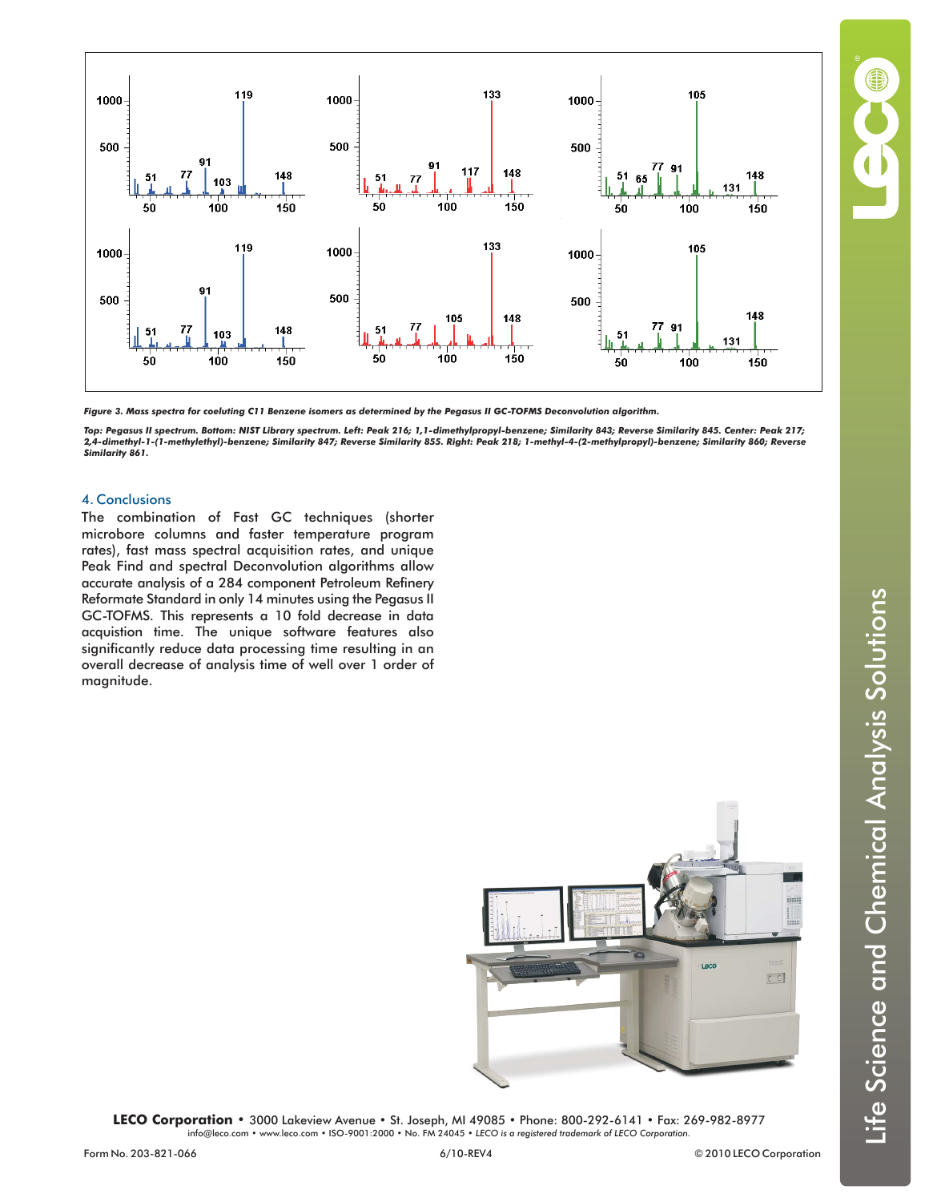1000
500
50 100 150
119
91
51 77 103 148

1000
500
50 100 150
133
91
51 77 117 148

1000
500
50 100 150
105
51 65 77 91 131 148

1000
500
50 100 150
119
91
51 77 103 148

1000
500
50 100 150
133
51 77 105 148

1000
500
50 100 150
105
51 77 91 131 148

***Figure 3. Mass spectra for coeluting C11 Benzene isomers as determined by the Pegasus II GC-TOFMS Deconvolution algorithm.***

***Top: Pegasus II spectrum. Bottom: NIST Library spectrum. Left: Peak 216; 1,1-dimethylpropyl-benzene; Similarity 843; Reverse Similarity 845. Center: Peak 217; 2,4-dimethyl-1-(1-methylethyl)-benzene; Similarity 847; Reverse Similarity 855. Right: Peak 218; 1-methyl-4-(2-methylpropyl)-benzene; Similarity 860; Reverse Similarity 861.***

## 4. Conclusions

The combination of Fast GC techniques (shorter microbore columns and faster temperature program rates), fast mass spectral acquisition rates, and unique Peak Find and spectral Deconvolution algorithms allow accurate analysis of a 284 component Petroleum Refinery Reformate Standard in only 14 minutes using the Pegasus II GC-TOFMS. This represents a 10 fold decrease in data acquistion time. The unique software features also significantly reduce data processing time resulting in an overall decrease of analysis time of well over 1 order of magnitude.

**LECO Corporation** • 3000 Lakeview Avenue • St. Joseph, MI 49085 • Phone: 800-292-6141 • Fax: 269-982-8977
info@leco.com • www.leco.com • ISO-9001:2000 • No. FM 24045 • *LECO is a registered trademark of LECO Corporation.*

Form No. 203-821-066 6/10-REV4 © 2010 LECO Corporation

Life Science and Chemical Analysis Solutions